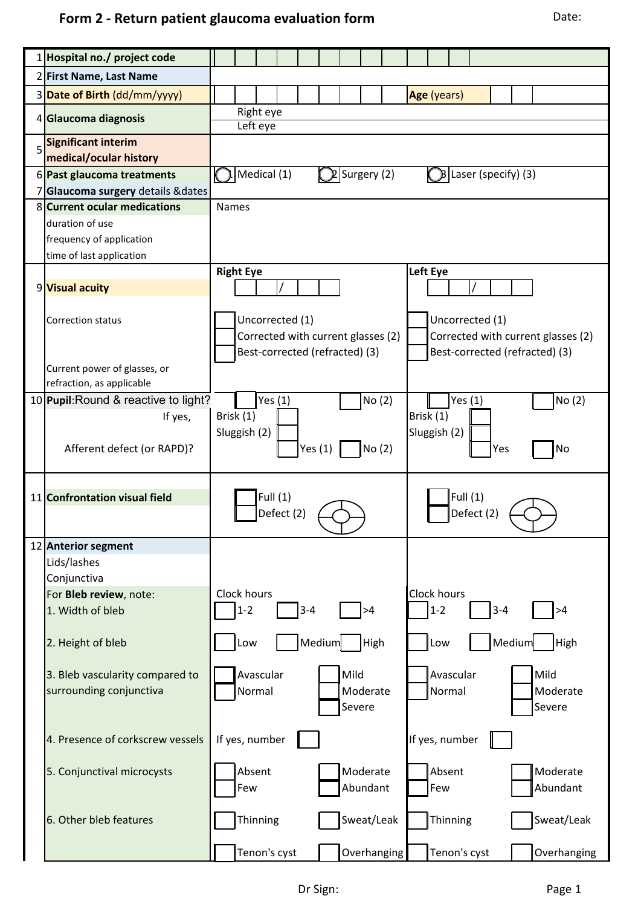# Form 2 - Return patient glaucoma evaluation form

Date:

| # | Field | Right Eye | Left Eye |
|---|---|---|---|
| 1 | **Hospital no./ project code** | | |
| 2 | **First Name, Last Name** | | |
| 3 | **Date of Birth** (dd/mm/yyyy) | | **Age** (years) |
| 4 | **Glaucoma diagnosis** | Right eye | Left eye |
| 5 | **Significant interim medical/ocular history** | | |
| 6 | **Past glaucoma treatments** | ☐ 1 Medical (1) ☐ 2 Surgery (2) ☐ 3 Laser (specify) (3) | |
| 7 | **Glaucoma surgery** details &dates | | |
| 8 | **Current ocular medications**<br>duration of use<br>frequency of application<br>time of last application | Names | |
| 9 | **Visual acuity** | ☐☐ / ☐☐☐ | ☐☐ / ☐☐☐ |
| | Correction status | ☐ Uncorrected (1)<br>☐ Corrected with current glasses (2)<br>☐ Best-corrected (refracted) (3) | ☐ Uncorrected (1)<br>☐ Corrected with current glasses (2)<br>☐ Best-corrected (refracted) (3) |
| | Current power of glasses, or refraction, as applicable | | |
| 10 | **Pupil**: Round & reactive to light? | ☐ Yes (1) ☐ No (2) | ☐ Yes (1) ☐ No (2) |
| | If yes, | Brisk (1) ☐<br>Sluggish (2) ☐ | Brisk (1) ☐<br>Sluggish (2) ☐ |
| | Afferent defect (or RAPD)? | ☐ Yes (1) ☐ No (2) | ☐ Yes ☐ No |
| 11 | **Confrontation visual field** | ☐ Full (1)<br>☐ Defect (2) | ☐ Full (1)<br>☐ Defect (2) |
| 12 | **Anterior segment**<br>Lids/lashes<br>Conjunctiva | | |
| | For **Bleb review**, note:<br>1. Width of bleb | Clock hours<br>☐ 1-2 ☐ 3-4 ☐ >4 | Clock hours<br>☐ 1-2 ☐ 3-4 ☐ >4 |
| | 2. Height of bleb | ☐ Low ☐ Medium ☐ High | ☐ Low ☐ Medium ☐ High |
| | 3. Bleb vascularity compared to surrounding conjunctiva | ☐ Avascular ☐ Normal ☐ Mild ☐ Moderate ☐ Severe | ☐ Avascular ☐ Normal ☐ Mild ☐ Moderate ☐ Severe |
| | 4. Presence of corkscrew vessels | If yes, number ☐ | If yes, number ☐ |
| | 5. Conjunctival microcysts | ☐ Absent ☐ Few ☐ Moderate ☐ Abundant | ☐ Absent ☐ Few ☐ Moderate ☐ Abundant |
| | 6. Other bleb features | ☐ Thinning ☐ Sweat/Leak<br>☐ Tenon's cyst ☐ Overhanging | ☐ Thinning ☐ Sweat/Leak<br>☐ Tenon's cyst ☐ Overhanging |

Dr Sign: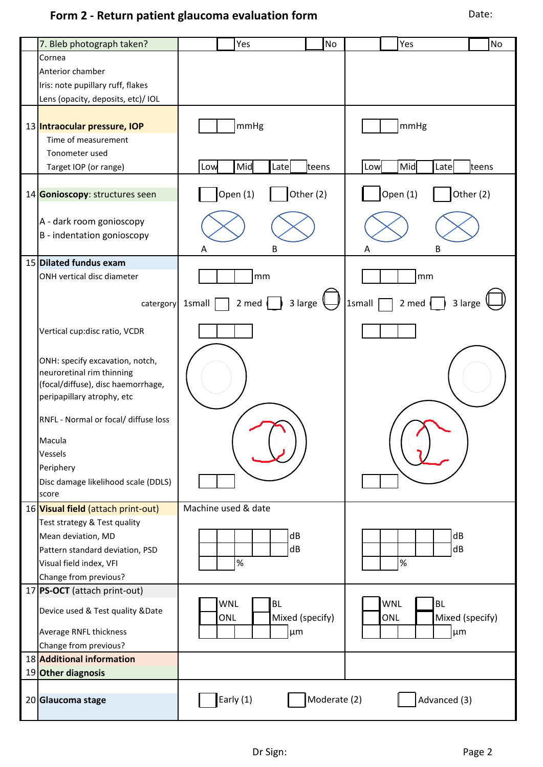# Form 2 - Return patient glaucoma evaluation form

Date:

| | | | |
|---|---|---|---|
| | 7. Bleb photograph taken? | ☐ Yes ☐ No | ☐ Yes ☐ No |
| | Cornea<br>Anterior chamber<br>Iris: note pupillary ruff, flakes<br>Lens (opacity, deposits, etc)/ IOL | | |
| 13 | **Intraocular pressure, IOP**<br>Time of measurement<br>Tonometer used<br>Target IOP (or range) | ☐☐ mmHg<br><br>Low ☐ Mid ☐ Late ☐ teens | ☐☐ mmHg<br><br>Low ☐ Mid ☐ Late ☐ teens |
| 14 | **Gonioscopy**: structures seen<br><br>A - dark room gonioscopy<br>B - indentation gonioscopy | ☐ Open (1) ☐ Other (2)<br><br>A B | ☐ Open (1) ☐ Other (2)<br><br>A B |
| 15 | **Dilated fundus exam**<br>ONH vertical disc diameter<br>catergory<br><br>Vertical cup:disc ratio, VCDR<br><br>ONH: specify excavation, notch, neuroretinal rim thinning (focal/diffuse), disc haemorrhage, peripapillary atrophy, etc<br><br>RNFL - Normal or focal/ diffuse loss<br><br>Macula<br>Vessels<br>Periphery<br>Disc damage likelihood scale (DDLS) score | ☐☐☐ mm<br>1small ☐ 2 med ☐ 3 large ☐<br><br>☐☐☐<br><br><br><br><br><br><br><br>☐☐ | ☐☐☐ mm<br>1small ☐ 2 med ☐ 3 large ☐<br><br>☐☐☐<br><br><br><br><br><br><br><br>☐☐ |
| 16 | **Visual field** (attach print-out)<br>Test strategy & Test quality<br>Mean deviation, MD<br>Pattern standard deviation, PSD<br>Visual field index, VFI<br>Change from previous? | Machine used & date<br><br>☐☐☐☐☐ dB<br>☐☐☐☐☐ dB<br>☐☐ % | <br><br>☐☐☐☐☐ dB<br>☐☐☐☐☐ dB<br>☐☐ % |
| 17 | **PS-OCT** (attach print-out)<br>Device used & Test quality &Date<br><br>Average RNFL thickness<br>Change from previous? | ☐ WNL ☐ BL<br>☐ ONL ☐ Mixed (specify)<br>☐☐☐☐☐ µm | ☐ WNL ☐ BL<br>☐ ONL ☐ Mixed (specify)<br>☐☐☐☐☐ µm |
| 18 | **Additional information** | | |
| 19 | **Other diagnosis** | | |
| 20 | **Glaucoma stage** | ☐ Early (1) ☐ Moderate (2) ☐ Advanced (3) | |

Dr Sign: